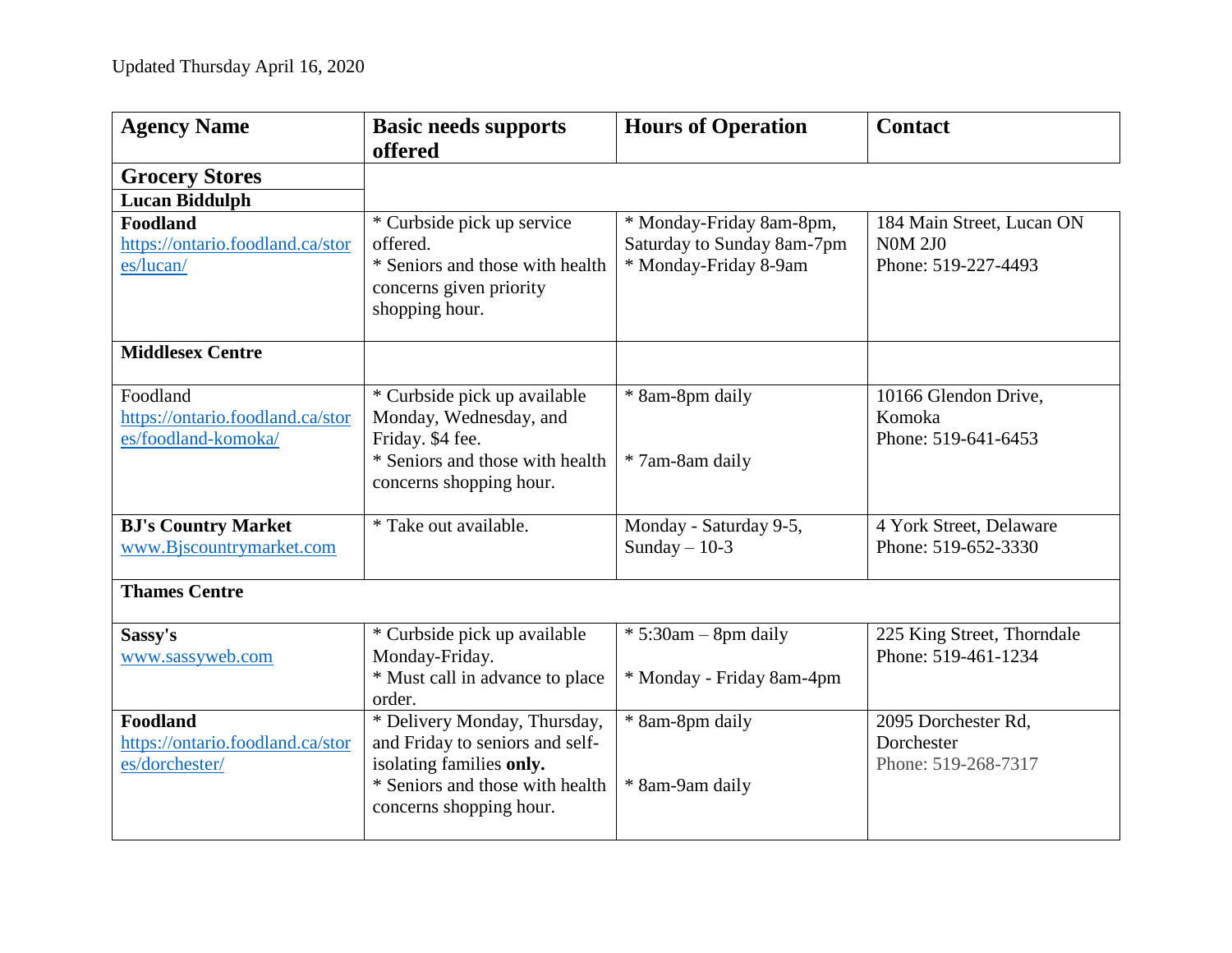Updated Thursday April 16, 2020

| Agency Name | Basic needs supports offered | Hours of Operation | Contact |
| --- | --- | --- | --- |
| **Grocery Stores** | | | |
| **Lucan Biddulph** | | | |
| **Foodland** https://ontario.foodland.ca/stores/lucan/ | * Curbside pick up service offered. * Seniors and those with health concerns given priority shopping hour. | * Monday-Friday 8am-8pm, Saturday to Sunday 8am-7pm * Monday-Friday 8-9am | 184 Main Street, Lucan ON N0M 2J0 Phone: 519-227-4493 |
| **Middlesex Centre** | | | |
| Foodland https://ontario.foodland.ca/stores/foodland-komoka/ | * Curbside pick up available Monday, Wednesday, and Friday. $4 fee. * Seniors and those with health concerns shopping hour. | * 8am-8pm daily * 7am-8am daily | 10166 Glendon Drive, Komoka Phone: 519-641-6453 |
| **BJ's Country Market** www.Bjscountrymarket.com | * Take out available. | Monday - Saturday 9-5, Sunday – 10-3 | 4 York Street, Delaware Phone: 519-652-3330 |
| **Thames Centre** | | | |
| **Sassy's** www.sassyweb.com | * Curbside pick up available Monday-Friday. * Must call in advance to place order. | * 5:30am – 8pm daily * Monday - Friday 8am-4pm | 225 King Street, Thorndale Phone: 519-461-1234 |
| **Foodland** https://ontario.foodland.ca/stores/dorchester/ | * Delivery Monday, Thursday, and Friday to seniors and self-isolating families **only.** * Seniors and those with health concerns shopping hour. | * 8am-8pm daily * 8am-9am daily | 2095 Dorchester Rd, Dorchester Phone: 519-268-7317 |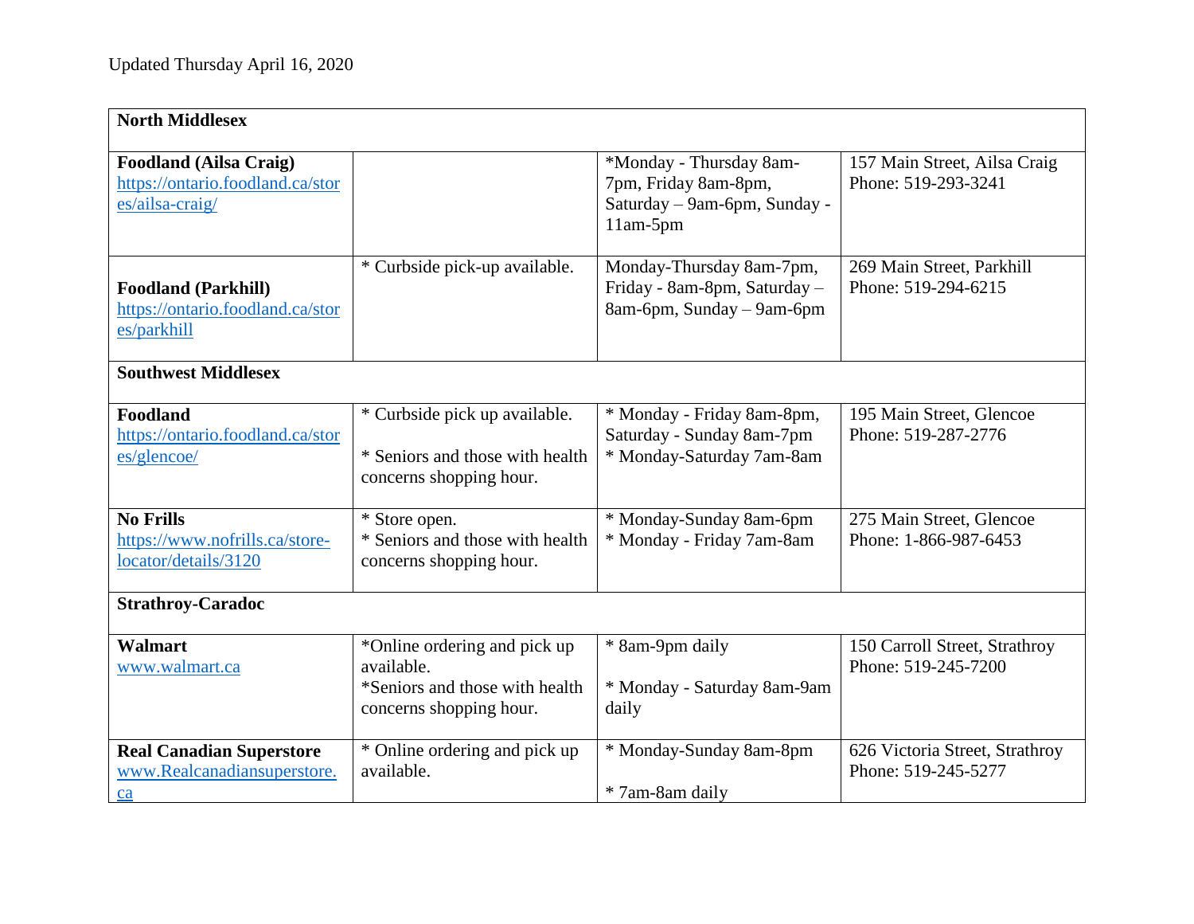Updated Thursday April 16, 2020

| **North Middlesex** | | | |
|---|---|---|---|
| **Foodland (Ailsa Craig)** https://ontario.foodland.ca/stores/ailsa-craig/ | | *Monday - Thursday 8am-7pm, Friday 8am-8pm, Saturday – 9am-6pm, Sunday - 11am-5pm | 157 Main Street, Ailsa Craig Phone: 519-293-3241 |
| **Foodland (Parkhill)** https://ontario.foodland.ca/stores/parkhill | * Curbside pick-up available. | Monday-Thursday 8am-7pm, Friday - 8am-8pm, Saturday – 8am-6pm, Sunday – 9am-6pm | 269 Main Street, Parkhill Phone: 519-294-6215 |
| **Southwest Middlesex** | | | |
| **Foodland** https://ontario.foodland.ca/stores/glencoe/ | * Curbside pick up available.<br><br>* Seniors and those with health concerns shopping hour. | * Monday - Friday 8am-8pm, Saturday - Sunday 8am-7pm<br>* Monday-Saturday 7am-8am | 195 Main Street, Glencoe Phone: 519-287-2776 |
| **No Frills** https://www.nofrills.ca/store-locator/details/3120 | * Store open.<br>* Seniors and those with health concerns shopping hour. | * Monday-Sunday 8am-6pm<br>* Monday - Friday 7am-8am | 275 Main Street, Glencoe Phone: 1-866-987-6453 |
| **Strathroy-Caradoc** | | | |
| **Walmart** www.walmart.ca | *Online ordering and pick up available.<br>*Seniors and those with health concerns shopping hour. | * 8am-9pm daily<br><br>* Monday - Saturday 8am-9am daily | 150 Carroll Street, Strathroy Phone: 519-245-7200 |
| **Real Canadian Superstore** www.Realcanadiansuperstore.ca | * Online ordering and pick up available. | * Monday-Sunday 8am-8pm<br><br>* 7am-8am daily | 626 Victoria Street, Strathroy Phone: 519-245-5277 |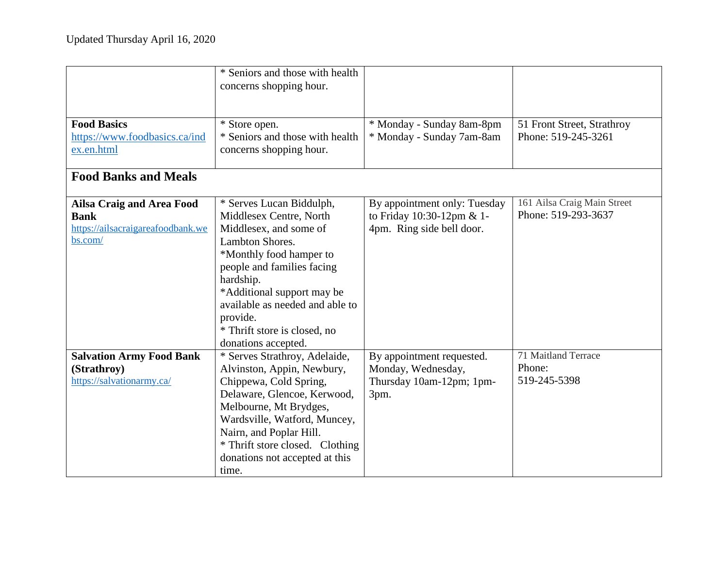Updated Thursday April 16, 2020

| | | | |
|---|---|---|---|
| | * Seniors and those with health concerns shopping hour. | | |
| **Food Basics** https://www.foodbasics.ca/index.en.html | * Store open.<br>* Seniors and those with health concerns shopping hour. | * Monday - Sunday 8am-8pm<br>* Monday - Sunday 7am-8am | 51 Front Street, Strathroy<br>Phone: 519-245-3261 |
| **Food Banks and Meals** | | | |
| **Ailsa Craig and Area Food Bank** https://ailsacraigareafoodbank.webs.com/ | * Serves Lucan Biddulph, Middlesex Centre, North Middlesex, and some of Lambton Shores.<br>*Monthly food hamper to people and families facing hardship.<br>*Additional support may be available as needed and able to provide.<br>* Thrift store is closed, no donations accepted. | By appointment only: Tuesday to Friday 10:30-12pm & 1-4pm. Ring side bell door. | 161 Ailsa Craig Main Street<br>Phone: 519-293-3637 |
| **Salvation Army Food Bank (Strathroy)** https://salvationarmy.ca/ | * Serves Strathroy, Adelaide, Alvinston, Appin, Newbury, Chippewa, Cold Spring, Delaware, Glencoe, Kerwood, Melbourne, Mt Brydges, Wardsville, Watford, Muncey, Nairn, and Poplar Hill.<br>* Thrift store closed. Clothing donations not accepted at this time. | By appointment requested. Monday, Wednesday, Thursday 10am-12pm; 1pm-3pm. | 71 Maitland Terrace<br>Phone:<br>519-245-5398 |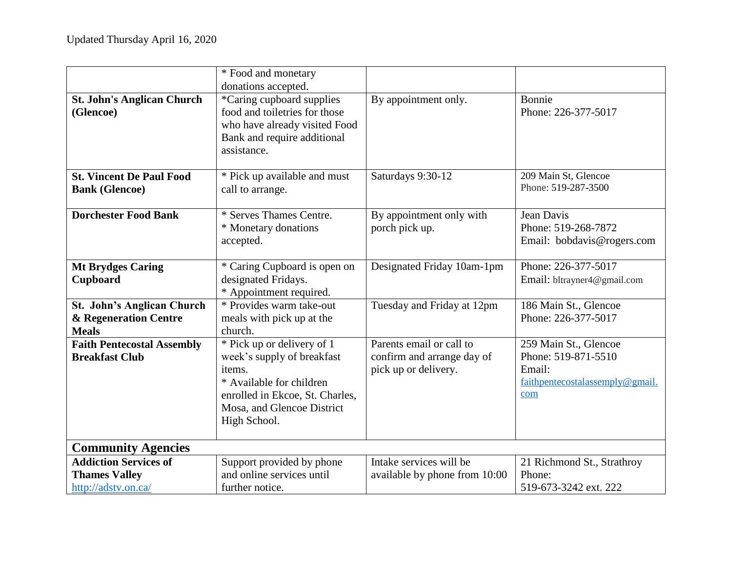Updated Thursday April 16, 2020

| | | | |
|---|---|---|---|
| | * Food and monetary donations accepted. | | |
| **St. John's Anglican Church (Glencoe)** | *Caring cupboard supplies food and toiletries for those who have already visited Food Bank and require additional assistance. | By appointment only. | Bonnie<br>Phone: 226-377-5017 |
| **St. Vincent De Paul Food Bank (Glencoe)** | * Pick up available and must call to arrange. | Saturdays 9:30-12 | 209 Main St, Glencoe<br>Phone: 519-287-3500 |
| **Dorchester Food Bank** | * Serves Thames Centre.<br>* Monetary donations accepted. | By appointment only with porch pick up. | Jean Davis<br>Phone: 519-268-7872<br>Email: bobdavis@rogers.com |
| **Mt Brydges Caring Cupboard** | * Caring Cupboard is open on designated Fridays.<br>* Appointment required. | Designated Friday 10am-1pm | Phone: 226-377-5017<br>Email: bltrayner4@gmail.com |
| **St. John's Anglican Church & Regeneration Centre Meals** | * Provides warm take-out meals with pick up at the church. | Tuesday and Friday at 12pm | 186 Main St., Glencoe<br>Phone: 226-377-5017 |
| **Faith Pentecostal Assembly Breakfast Club** | * Pick up or delivery of 1 week's supply of breakfast items.<br>* Available for children enrolled in Ekcoe, St. Charles, Mosa, and Glencoe District High School. | Parents email or call to confirm and arrange day of pick up or delivery. | 259 Main St., Glencoe<br>Phone: 519-871-5510<br>Email:<br>faithpentecostalassemply@gmail.com |
| **Community Agencies** | | | |
| **Addiction Services of Thames Valley**<br>http://adstv.on.ca/ | Support provided by phone and online services until further notice. | Intake services will be available by phone from 10:00 | 21 Richmond St., Strathroy<br>Phone:<br>519-673-3242 ext. 222 |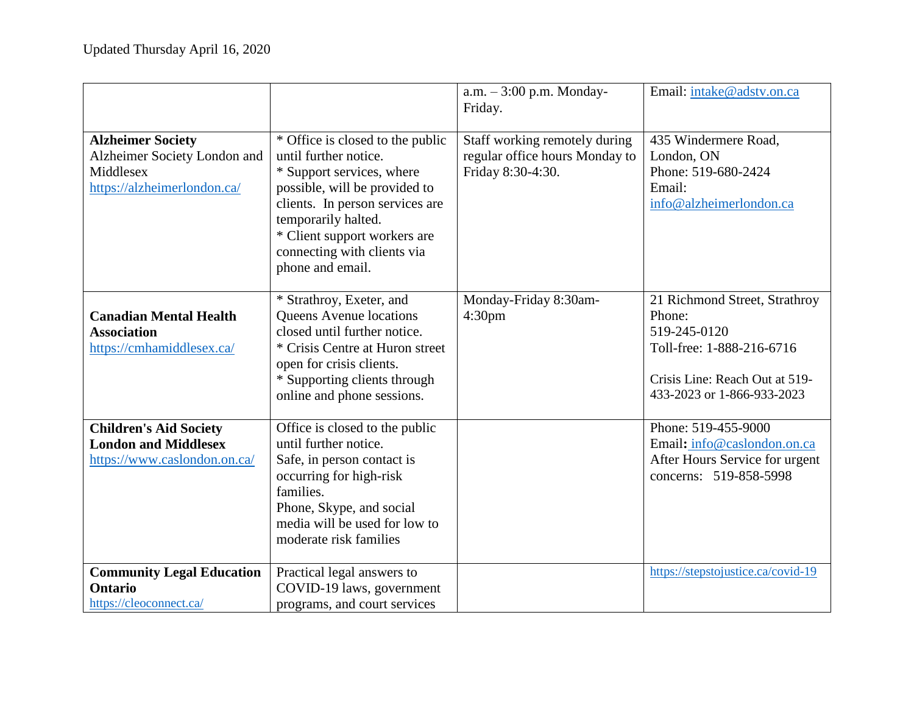Updated Thursday April 16, 2020

| | | | |
|---|---|---|---|
| | | a.m. – 3:00 p.m. Monday-Friday. | Email: intake@adstv.on.ca |
| **Alzheimer Society** Alzheimer Society London and Middlesex https://alzheimerlondon.ca/ | * Office is closed to the public until further notice.<br>* Support services, where possible, will be provided to clients. In person services are temporarily halted.<br>* Client support workers are connecting with clients via phone and email. | Staff working remotely during regular office hours Monday to Friday 8:30-4:30. | 435 Windermere Road, London, ON<br>Phone: 519-680-2424<br>Email: info@alzheimerlondon.ca |
| **Canadian Mental Health Association** https://cmhamiddlesex.ca/ | * Strathroy, Exeter, and Queens Avenue locations closed until further notice.<br>* Crisis Centre at Huron street open for crisis clients.<br>* Supporting clients through online and phone sessions. | Monday-Friday 8:30am-4:30pm | 21 Richmond Street, Strathroy<br>Phone:<br>519-245-0120<br>Toll-free: 1-888-216-6716<br><br>Crisis Line: Reach Out at 519-433-2023 or 1-866-933-2023 |
| **Children's Aid Society London and Middlesex** https://www.caslondon.on.ca/ | Office is closed to the public until further notice.<br>Safe, in person contact is occurring for high-risk families.<br>Phone, Skype, and social media will be used for low to moderate risk families | | Phone: 519-455-9000<br>Email**:** info@caslondon.on.ca<br>After Hours Service for urgent concerns: 519-858-5998 |
| **Community Legal Education Ontario** https://cleoconnect.ca/ | Practical legal answers to COVID-19 laws, government programs, and court services | | https://stepstojustice.ca/covid-19 |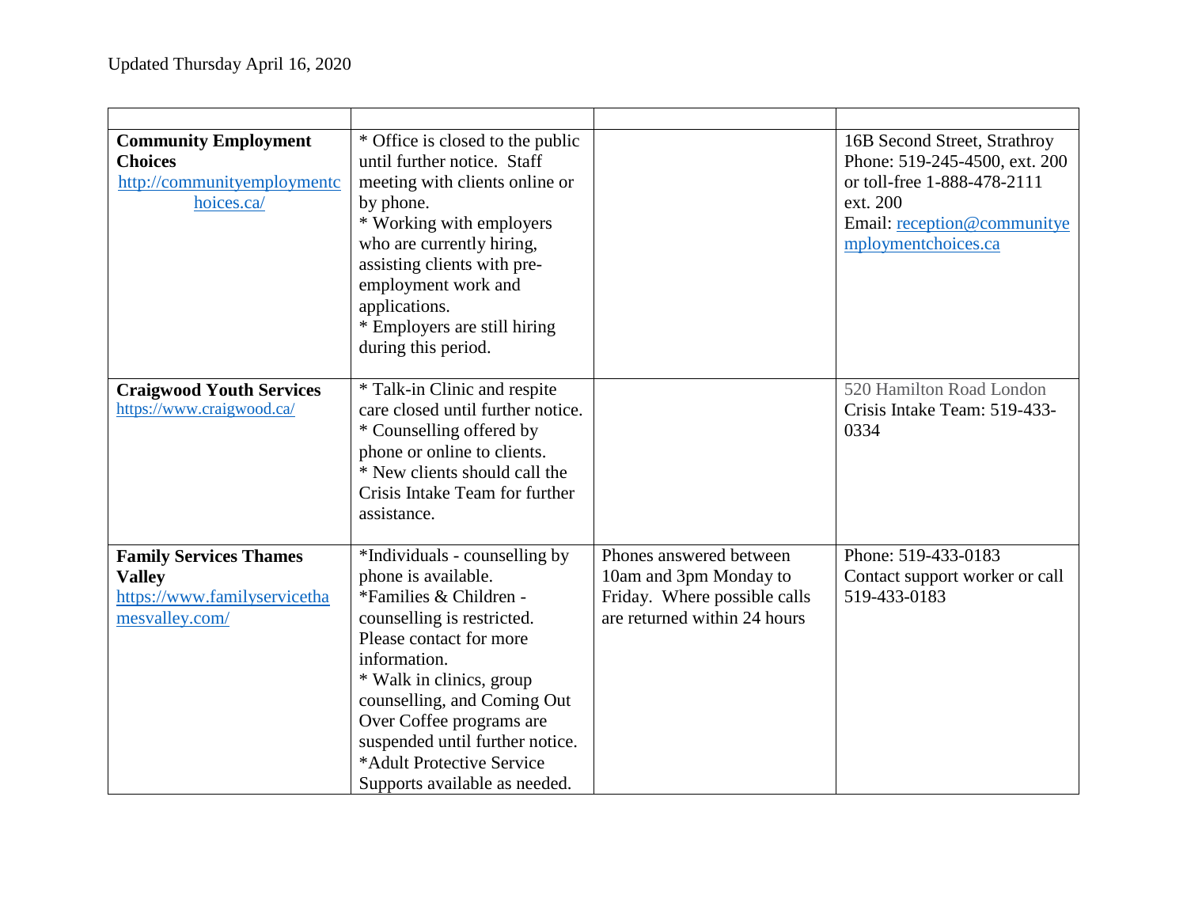Updated Thursday April 16, 2020

| | | | |
|---|---|---|---|
| **Community Employment Choices** http://communityemploymentchoices.ca/ | * Office is closed to the public until further notice. Staff meeting with clients online or by phone.<br>* Working with employers who are currently hiring, assisting clients with pre-employment work and applications.<br>* Employers are still hiring during this period. | | 16B Second Street, Strathroy<br>Phone: 519-245-4500, ext. 200 or toll-free 1-888-478-2111 ext. 200<br>Email: reception@communityemploymentchoices.ca |
| **Craigwood Youth Services** https://www.craigwood.ca/ | * Talk-in Clinic and respite care closed until further notice.<br>* Counselling offered by phone or online to clients.<br>* New clients should call the Crisis Intake Team for further assistance. | | 520 Hamilton Road London<br>Crisis Intake Team: 519-433-0334 |
| **Family Services Thames Valley** https://www.familyservicethamesvalley.com/ | *Individuals - counselling by phone is available.<br>*Families & Children - counselling is restricted. Please contact for more information.<br>* Walk in clinics, group counselling, and Coming Out Over Coffee programs are suspended until further notice.<br>*Adult Protective Service Supports available as needed. | Phones answered between 10am and 3pm Monday to Friday. Where possible calls are returned within 24 hours | Phone: 519-433-0183<br>Contact support worker or call 519-433-0183 |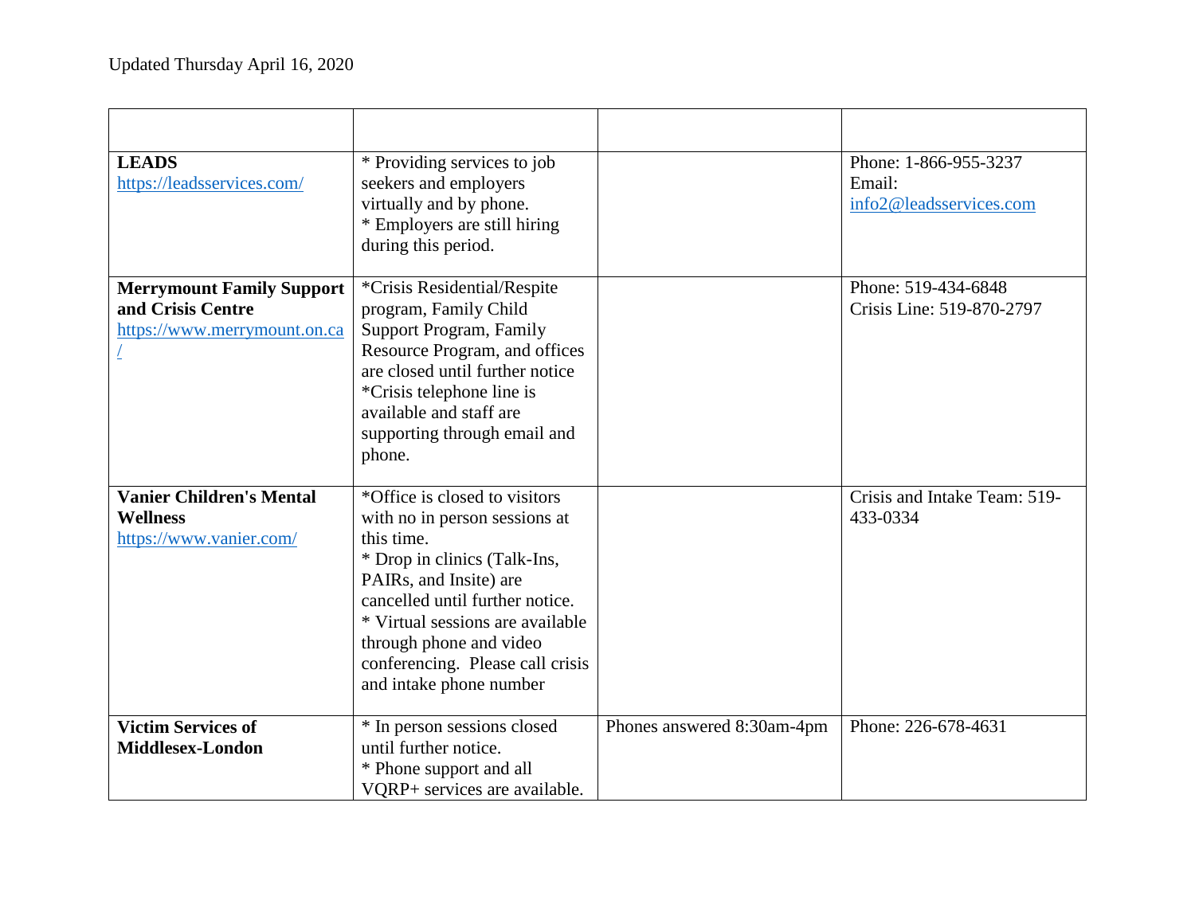Updated Thursday April 16, 2020

| | | | |
|---|---|---|---|
| **LEADS** https://leadsservices.com/ | * Providing services to job seekers and employers virtually and by phone.<br>* Employers are still hiring during this period. | | Phone: 1-866-955-3237<br>Email: info2@leadsservices.com |
| **Merrymount Family Support and Crisis Centre** https://www.merrymount.on.ca/ | *Crisis Residential/Respite program, Family Child Support Program, Family Resource Program, and offices are closed until further notice<br>*Crisis telephone line is available and staff are supporting through email and phone. | | Phone: 519-434-6848<br>Crisis Line: 519-870-2797 |
| **Vanier Children's Mental Wellness** https://www.vanier.com/ | *Office is closed to visitors with no in person sessions at this time.<br>* Drop in clinics (Talk-Ins, PAIRs, and Insite) are cancelled until further notice.<br>* Virtual sessions are available through phone and video conferencing. Please call crisis and intake phone number | | Crisis and Intake Team: 519-433-0334 |
| **Victim Services of Middlesex-London** | * In person sessions closed until further notice.<br>* Phone support and all VQRP+ services are available. | Phones answered 8:30am-4pm | Phone: 226-678-4631 |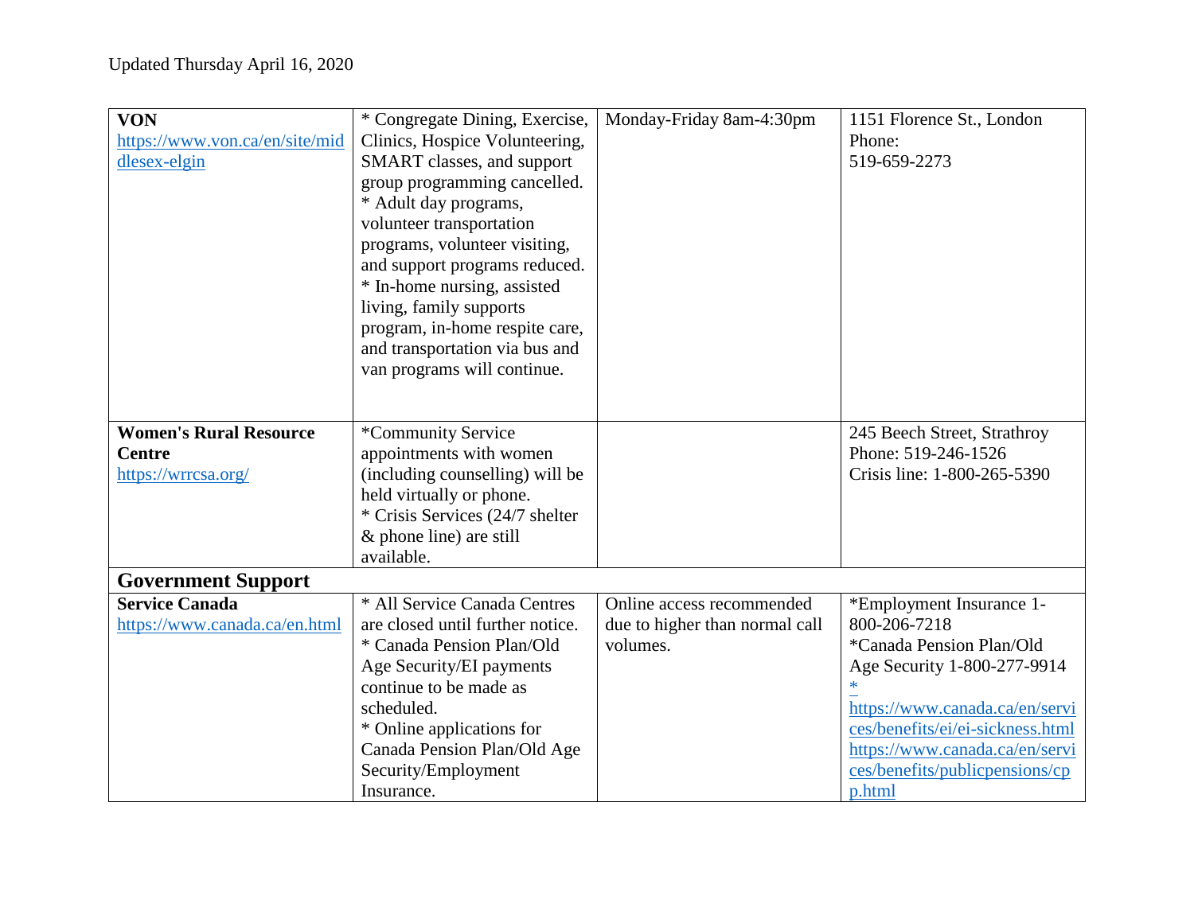Updated Thursday April 16, 2020

| | | | |
|---|---|---|---|
| **VON** https://www.von.ca/en/site/middlesex-elgin | * Congregate Dining, Exercise, Clinics, Hospice Volunteering, SMART classes, and support group programming cancelled.<br>* Adult day programs, volunteer transportation programs, volunteer visiting, and support programs reduced.<br>* In-home nursing, assisted living, family supports program, in-home respite care, and transportation via bus and van programs will continue. | Monday-Friday 8am-4:30pm | 1151 Florence St., London<br>Phone:<br>519-659-2273 |
| **Women's Rural Resource Centre** https://wrrcsa.org/ | *Community Service appointments with women (including counselling) will be held virtually or phone.<br>* Crisis Services (24/7 shelter & phone line) are still available. | | 245 Beech Street, Strathroy<br>Phone: 519-246-1526<br>Crisis line: 1-800-265-5390 |
| **Government Support** | | | |
| **Service Canada** https://www.canada.ca/en.html | * All Service Canada Centres are closed until further notice.<br>* Canada Pension Plan/Old Age Security/EI payments continue to be made as scheduled.<br>* Online applications for Canada Pension Plan/Old Age Security/Employment Insurance. | Online access recommended due to higher than normal call volumes. | *Employment Insurance 1-800-206-7218<br>*Canada Pension Plan/Old Age Security 1-800-277-9914<br>*<br>https://www.canada.ca/en/services/benefits/ei/ei-sickness.html<br>https://www.canada.ca/en/services/benefits/publicpensions/cpp.html |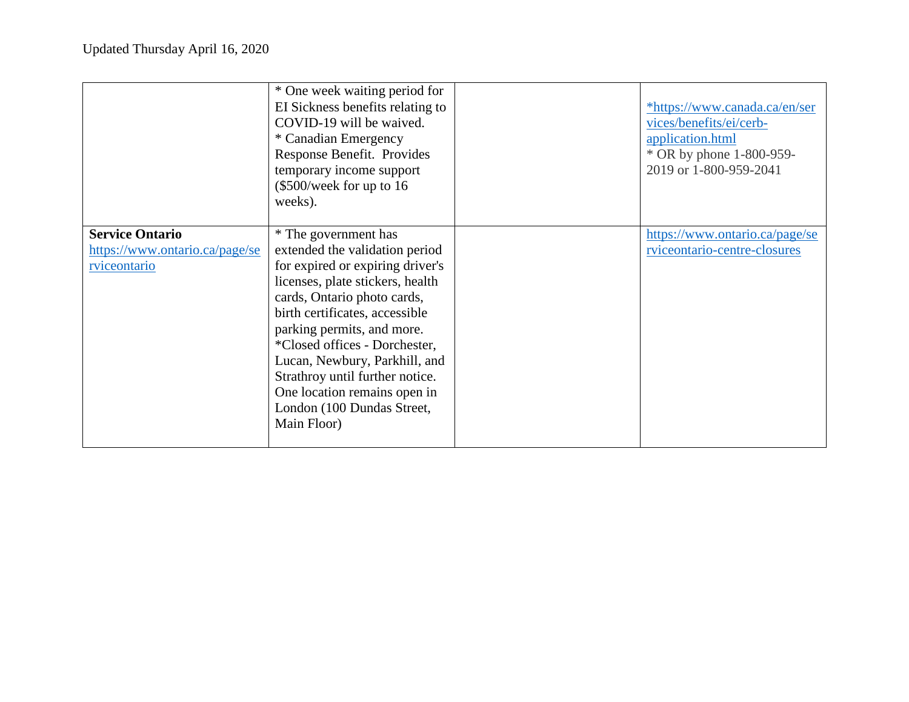Updated Thursday April 16, 2020

| | | | |
|---|---|---|---|
| | * One week waiting period for EI Sickness benefits relating to COVID-19 will be waived.<br>* Canadian Emergency Response Benefit. Provides temporary income support ($500/week for up to 16 weeks). | | *https://www.canada.ca/en/services/benefits/ei/cerb-application.html<br>* OR by phone 1-800-959-2019 or 1-800-959-2041 |
| **Service Ontario**<br>https://www.ontario.ca/page/serviceontario | * The government has extended the validation period for expired or expiring driver's licenses, plate stickers, health cards, Ontario photo cards, birth certificates, accessible parking permits, and more.<br>*Closed offices - Dorchester, Lucan, Newbury, Parkhill, and Strathroy until further notice. One location remains open in London (100 Dundas Street, Main Floor) | | https://www.ontario.ca/page/serviceontario-centre-closures |